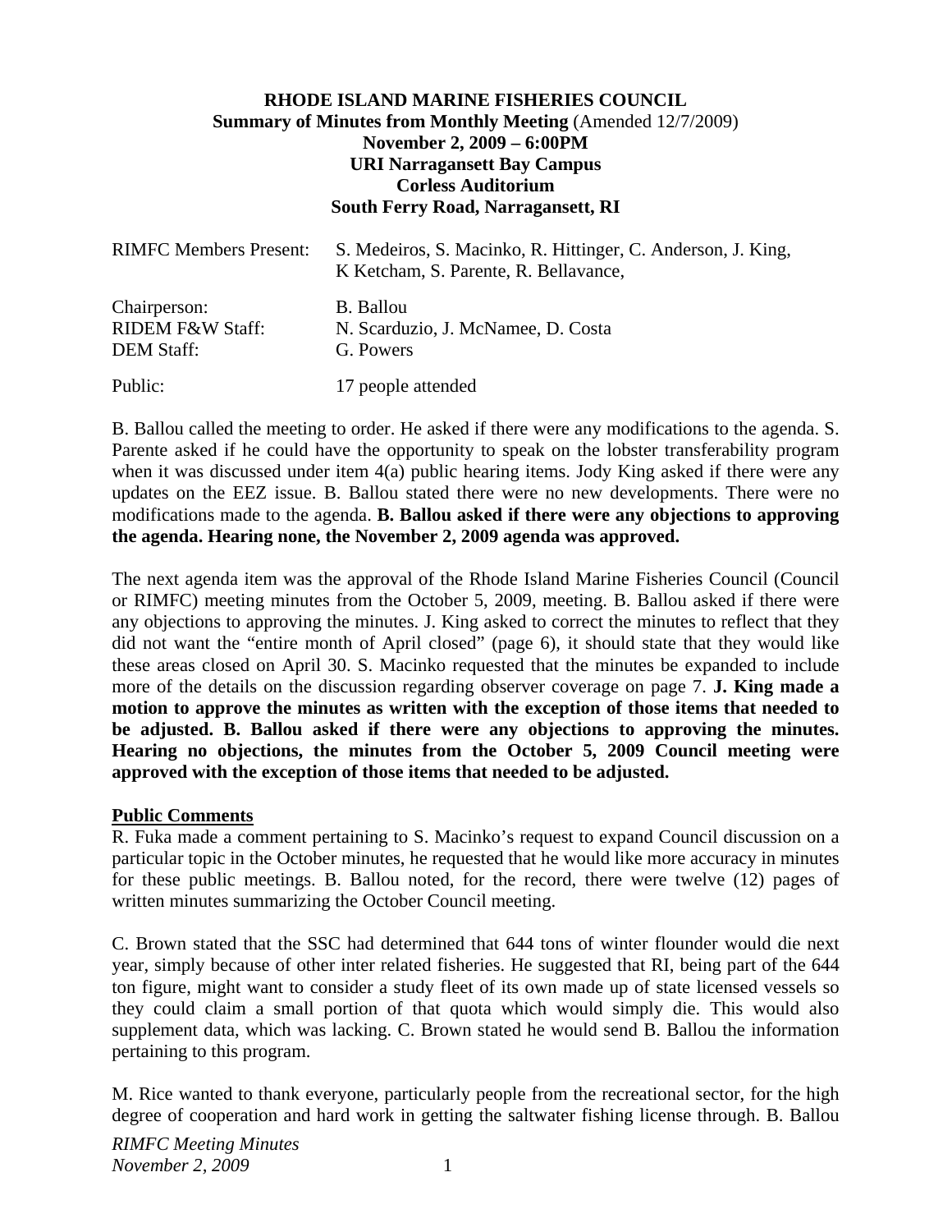# RHODE ISLAND MARINE FISHERIES COUNCIL

**Summary of Minutes from Monthly Meeting** (Amended 12/7/2009)
**November 2, 2009 – 6:00PM**
**URI Narragansett Bay Campus**
**Corless Auditorium**
**South Ferry Road, Narragansett, RI**

| | |
|---|---|
| RIMFC Members Present: | S. Medeiros, S. Macinko, R. Hittinger, C. Anderson, J. King, K Ketcham, S. Parente, R. Bellavance, |
| Chairperson: | B. Ballou |
| RIDEM F&W Staff: | N. Scarduzio, J. McNamee, D. Costa |
| DEM Staff: | G. Powers |
| Public: | 17 people attended |

B. Ballou called the meeting to order. He asked if there were any modifications to the agenda. S. Parente asked if he could have the opportunity to speak on the lobster transferability program when it was discussed under item 4(a) public hearing items. Jody King asked if there were any updates on the EEZ issue. B. Ballou stated there were no new developments. There were no modifications made to the agenda. **B. Ballou asked if there were any objections to approving the agenda. Hearing none, the November 2, 2009 agenda was approved.**

The next agenda item was the approval of the Rhode Island Marine Fisheries Council (Council or RIMFC) meeting minutes from the October 5, 2009, meeting. B. Ballou asked if there were any objections to approving the minutes. J. King asked to correct the minutes to reflect that they did not want the "entire month of April closed" (page 6), it should state that they would like these areas closed on April 30. S. Macinko requested that the minutes be expanded to include more of the details on the discussion regarding observer coverage on page 7. **J. King made a motion to approve the minutes as written with the exception of those items that needed to be adjusted. B. Ballou asked if there were any objections to approving the minutes. Hearing no objections, the minutes from the October 5, 2009 Council meeting were approved with the exception of those items that needed to be adjusted.**

## Public Comments

R. Fuka made a comment pertaining to S. Macinko's request to expand Council discussion on a particular topic in the October minutes, he requested that he would like more accuracy in minutes for these public meetings. B. Ballou noted, for the record, there were twelve (12) pages of written minutes summarizing the October Council meeting.

C. Brown stated that the SSC had determined that 644 tons of winter flounder would die next year, simply because of other inter related fisheries. He suggested that RI, being part of the 644 ton figure, might want to consider a study fleet of its own made up of state licensed vessels so they could claim a small portion of that quota which would simply die. This would also supplement data, which was lacking. C. Brown stated he would send B. Ballou the information pertaining to this program.

M. Rice wanted to thank everyone, particularly people from the recreational sector, for the high degree of cooperation and hard work in getting the saltwater fishing license through. B. Ballou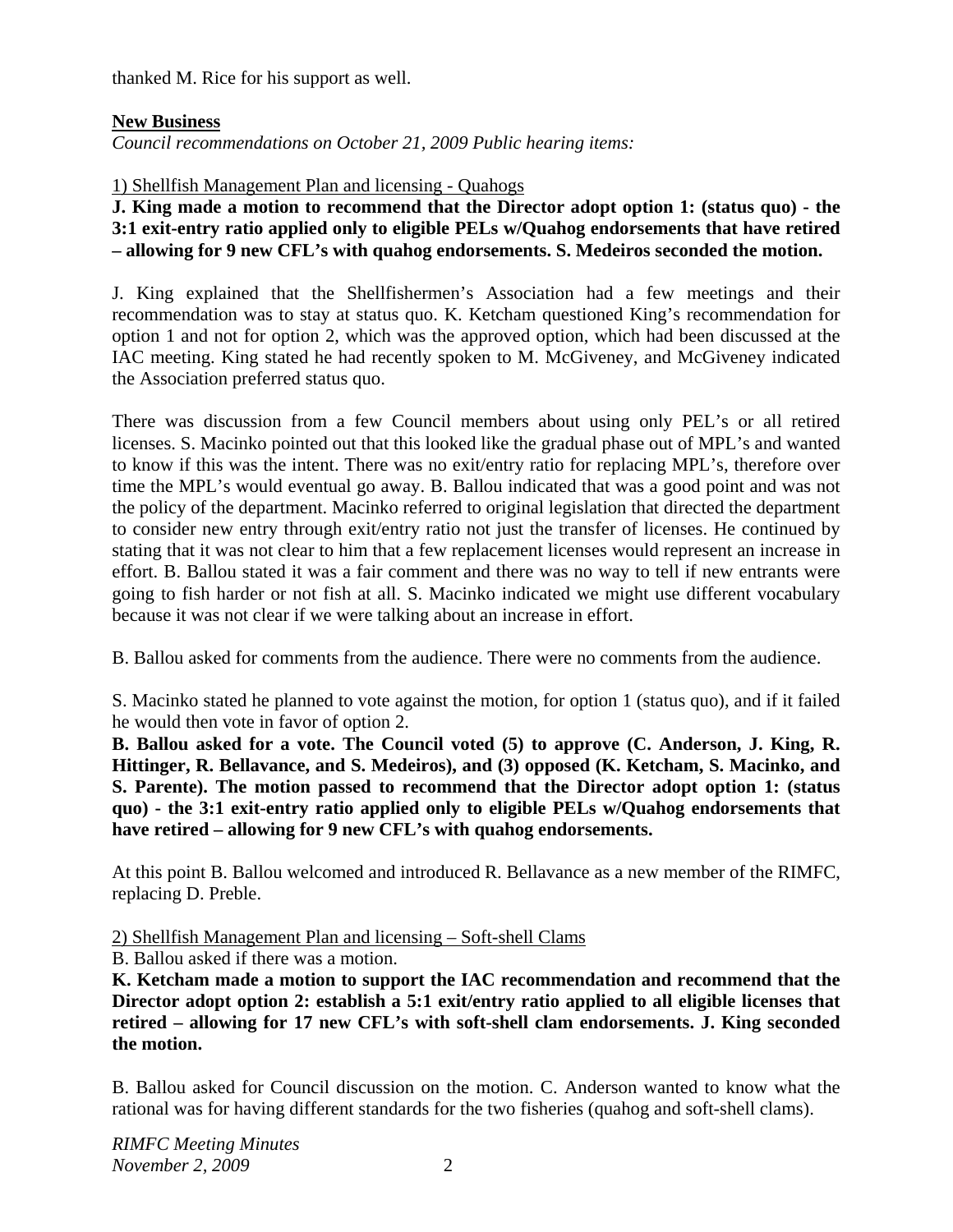thanked M. Rice for his support as well.

**New Business**

*Council recommendations on October 21, 2009 Public hearing items:*

1) Shellfish Management Plan and licensing - Quahogs

**J. King made a motion to recommend that the Director adopt option 1: (status quo) - the 3:1 exit-entry ratio applied only to eligible PELs w/Quahog endorsements that have retired – allowing for 9 new CFL's with quahog endorsements. S. Medeiros seconded the motion.**

J. King explained that the Shellfishermen's Association had a few meetings and their recommendation was to stay at status quo. K. Ketcham questioned King's recommendation for option 1 and not for option 2, which was the approved option, which had been discussed at the IAC meeting. King stated he had recently spoken to M. McGiveney, and McGiveney indicated the Association preferred status quo.

There was discussion from a few Council members about using only PEL's or all retired licenses. S. Macinko pointed out that this looked like the gradual phase out of MPL's and wanted to know if this was the intent. There was no exit/entry ratio for replacing MPL's, therefore over time the MPL's would eventual go away. B. Ballou indicated that was a good point and was not the policy of the department. Macinko referred to original legislation that directed the department to consider new entry through exit/entry ratio not just the transfer of licenses. He continued by stating that it was not clear to him that a few replacement licenses would represent an increase in effort. B. Ballou stated it was a fair comment and there was no way to tell if new entrants were going to fish harder or not fish at all. S. Macinko indicated we might use different vocabulary because it was not clear if we were talking about an increase in effort.

B. Ballou asked for comments from the audience. There were no comments from the audience.

S. Macinko stated he planned to vote against the motion, for option 1 (status quo), and if it failed he would then vote in favor of option 2.

**B. Ballou asked for a vote. The Council voted (5) to approve (C. Anderson, J. King, R. Hittinger, R. Bellavance, and S. Medeiros), and (3) opposed (K. Ketcham, S. Macinko, and S. Parente). The motion passed to recommend that the Director adopt option 1: (status quo) - the 3:1 exit-entry ratio applied only to eligible PELs w/Quahog endorsements that have retired – allowing for 9 new CFL's with quahog endorsements.**

At this point B. Ballou welcomed and introduced R. Bellavance as a new member of the RIMFC, replacing D. Preble.

2) Shellfish Management Plan and licensing – Soft-shell Clams

B. Ballou asked if there was a motion.

**K. Ketcham made a motion to support the IAC recommendation and recommend that the Director adopt option 2: establish a 5:1 exit/entry ratio applied to all eligible licenses that retired – allowing for 17 new CFL's with soft-shell clam endorsements. J. King seconded the motion.**

B. Ballou asked for Council discussion on the motion. C. Anderson wanted to know what the rational was for having different standards for the two fisheries (quahog and soft-shell clams).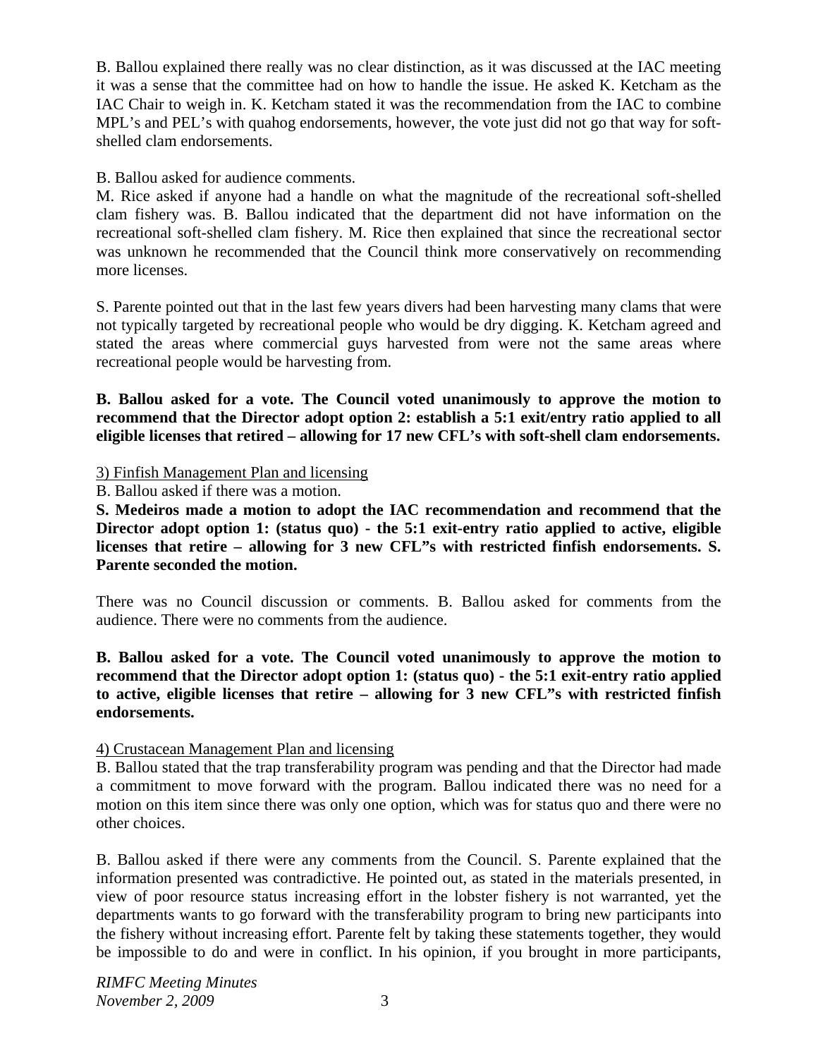B. Ballou explained there really was no clear distinction, as it was discussed at the IAC meeting it was a sense that the committee had on how to handle the issue. He asked K. Ketcham as the IAC Chair to weigh in. K. Ketcham stated it was the recommendation from the IAC to combine MPL's and PEL's with quahog endorsements, however, the vote just did not go that way for soft-shelled clam endorsements.

B. Ballou asked for audience comments.

M. Rice asked if anyone had a handle on what the magnitude of the recreational soft-shelled clam fishery was. B. Ballou indicated that the department did not have information on the recreational soft-shelled clam fishery. M. Rice then explained that since the recreational sector was unknown he recommended that the Council think more conservatively on recommending more licenses.

S. Parente pointed out that in the last few years divers had been harvesting many clams that were not typically targeted by recreational people who would be dry digging. K. Ketcham agreed and stated the areas where commercial guys harvested from were not the same areas where recreational people would be harvesting from.

**B. Ballou asked for a vote. The Council voted unanimously to approve the motion to recommend that the Director adopt option 2: establish a 5:1 exit/entry ratio applied to all eligible licenses that retired – allowing for 17 new CFL's with soft-shell clam endorsements.**

<u>3) Finfish Management Plan and licensing</u>

B. Ballou asked if there was a motion.

**S. Medeiros made a motion to adopt the IAC recommendation and recommend that the Director adopt option 1: (status quo) - the 5:1 exit-entry ratio applied to active, eligible licenses that retire – allowing for 3 new CFL"s with restricted finfish endorsements. S. Parente seconded the motion.**

There was no Council discussion or comments. B. Ballou asked for comments from the audience. There were no comments from the audience.

**B. Ballou asked for a vote. The Council voted unanimously to approve the motion to recommend that the Director adopt option 1: (status quo) - the 5:1 exit-entry ratio applied to active, eligible licenses that retire – allowing for 3 new CFL"s with restricted finfish endorsements.**

<u>4) Crustacean Management Plan and licensing</u>

B. Ballou stated that the trap transferability program was pending and that the Director had made a commitment to move forward with the program. Ballou indicated there was no need for a motion on this item since there was only one option, which was for status quo and there were no other choices.

B. Ballou asked if there were any comments from the Council. S. Parente explained that the information presented was contradictive. He pointed out, as stated in the materials presented, in view of poor resource status increasing effort in the lobster fishery is not warranted, yet the departments wants to go forward with the transferability program to bring new participants into the fishery without increasing effort. Parente felt by taking these statements together, they would be impossible to do and were in conflict. In his opinion, if you brought in more participants,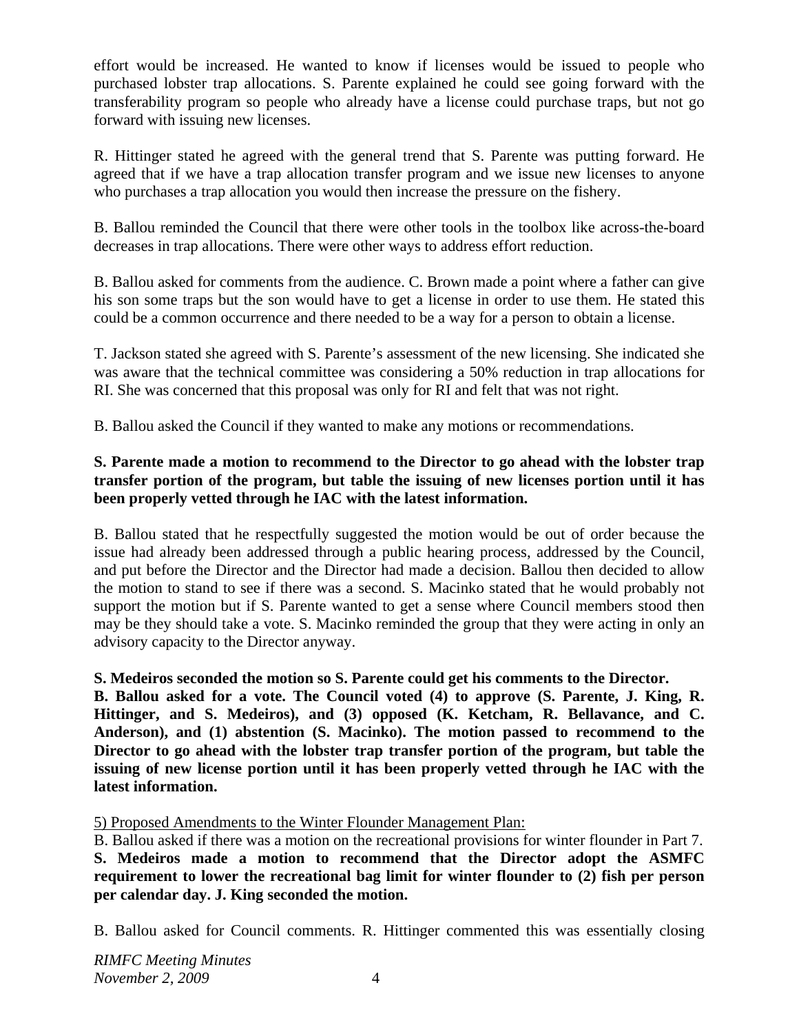effort would be increased. He wanted to know if licenses would be issued to people who purchased lobster trap allocations. S. Parente explained he could see going forward with the transferability program so people who already have a license could purchase traps, but not go forward with issuing new licenses.

R. Hittinger stated he agreed with the general trend that S. Parente was putting forward. He agreed that if we have a trap allocation transfer program and we issue new licenses to anyone who purchases a trap allocation you would then increase the pressure on the fishery.

B. Ballou reminded the Council that there were other tools in the toolbox like across-the-board decreases in trap allocations. There were other ways to address effort reduction.

B. Ballou asked for comments from the audience. C. Brown made a point where a father can give his son some traps but the son would have to get a license in order to use them. He stated this could be a common occurrence and there needed to be a way for a person to obtain a license.

T. Jackson stated she agreed with S. Parente's assessment of the new licensing. She indicated she was aware that the technical committee was considering a 50% reduction in trap allocations for RI. She was concerned that this proposal was only for RI and felt that was not right.

B. Ballou asked the Council if they wanted to make any motions or recommendations.

**S. Parente made a motion to recommend to the Director to go ahead with the lobster trap transfer portion of the program, but table the issuing of new licenses portion until it has been properly vetted through he IAC with the latest information.**

B. Ballou stated that he respectfully suggested the motion would be out of order because the issue had already been addressed through a public hearing process, addressed by the Council, and put before the Director and the Director had made a decision. Ballou then decided to allow the motion to stand to see if there was a second. S. Macinko stated that he would probably not support the motion but if S. Parente wanted to get a sense where Council members stood then may be they should take a vote. S. Macinko reminded the group that they were acting in only an advisory capacity to the Director anyway.

**S. Medeiros seconded the motion so S. Parente could get his comments to the Director.**
**B. Ballou asked for a vote. The Council voted (4) to approve (S. Parente, J. King, R. Hittinger, and S. Medeiros), and (3) opposed (K. Ketcham, R. Bellavance, and C. Anderson), and (1) abstention (S. Macinko). The motion passed to recommend to the Director to go ahead with the lobster trap transfer portion of the program, but table the issuing of new license portion until it has been properly vetted through he IAC with the latest information.**

5) Proposed Amendments to the Winter Flounder Management Plan:

B. Ballou asked if there was a motion on the recreational provisions for winter flounder in Part 7. **S. Medeiros made a motion to recommend that the Director adopt the ASMFC requirement to lower the recreational bag limit for winter flounder to (2) fish per person per calendar day. J. King seconded the motion.**

B. Ballou asked for Council comments. R. Hittinger commented this was essentially closing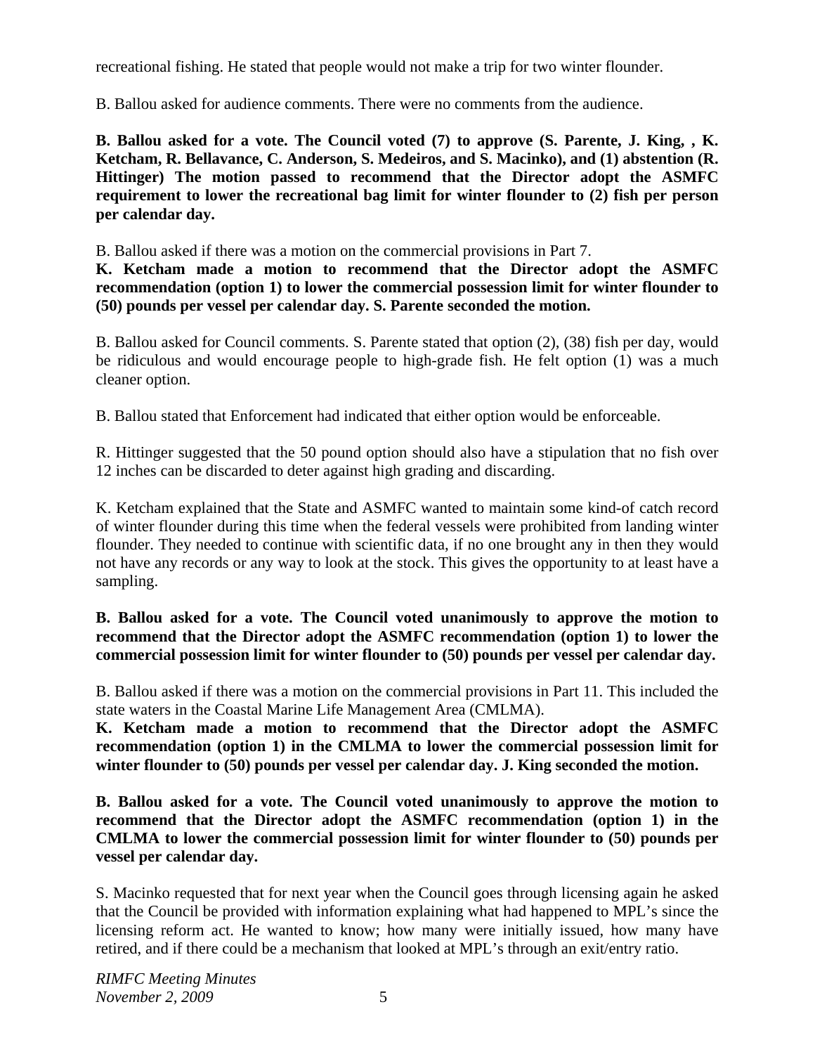recreational fishing. He stated that people would not make a trip for two winter flounder.

B. Ballou asked for audience comments. There were no comments from the audience.

**B. Ballou asked for a vote. The Council voted (7) to approve (S. Parente, J. King, , K. Ketcham, R. Bellavance, C. Anderson, S. Medeiros, and S. Macinko), and (1) abstention (R. Hittinger) The motion passed to recommend that the Director adopt the ASMFC requirement to lower the recreational bag limit for winter flounder to (2) fish per person per calendar day.**

B. Ballou asked if there was a motion on the commercial provisions in Part 7.

**K. Ketcham made a motion to recommend that the Director adopt the ASMFC recommendation (option 1) to lower the commercial possession limit for winter flounder to (50) pounds per vessel per calendar day. S. Parente seconded the motion.**

B. Ballou asked for Council comments. S. Parente stated that option (2), (38) fish per day, would be ridiculous and would encourage people to high-grade fish. He felt option (1) was a much cleaner option.

B. Ballou stated that Enforcement had indicated that either option would be enforceable.

R. Hittinger suggested that the 50 pound option should also have a stipulation that no fish over 12 inches can be discarded to deter against high grading and discarding.

K. Ketcham explained that the State and ASMFC wanted to maintain some kind-of catch record of winter flounder during this time when the federal vessels were prohibited from landing winter flounder. They needed to continue with scientific data, if no one brought any in then they would not have any records or any way to look at the stock. This gives the opportunity to at least have a sampling.

**B. Ballou asked for a vote. The Council voted unanimously to approve the motion to recommend that the Director adopt the ASMFC recommendation (option 1) to lower the commercial possession limit for winter flounder to (50) pounds per vessel per calendar day.**

B. Ballou asked if there was a motion on the commercial provisions in Part 11. This included the state waters in the Coastal Marine Life Management Area (CMLMA).

**K. Ketcham made a motion to recommend that the Director adopt the ASMFC recommendation (option 1) in the CMLMA to lower the commercial possession limit for winter flounder to (50) pounds per vessel per calendar day. J. King seconded the motion.**

**B. Ballou asked for a vote. The Council voted unanimously to approve the motion to recommend that the Director adopt the ASMFC recommendation (option 1) in the CMLMA to lower the commercial possession limit for winter flounder to (50) pounds per vessel per calendar day.**

S. Macinko requested that for next year when the Council goes through licensing again he asked that the Council be provided with information explaining what had happened to MPL's since the licensing reform act. He wanted to know; how many were initially issued, how many have retired, and if there could be a mechanism that looked at MPL's through an exit/entry ratio.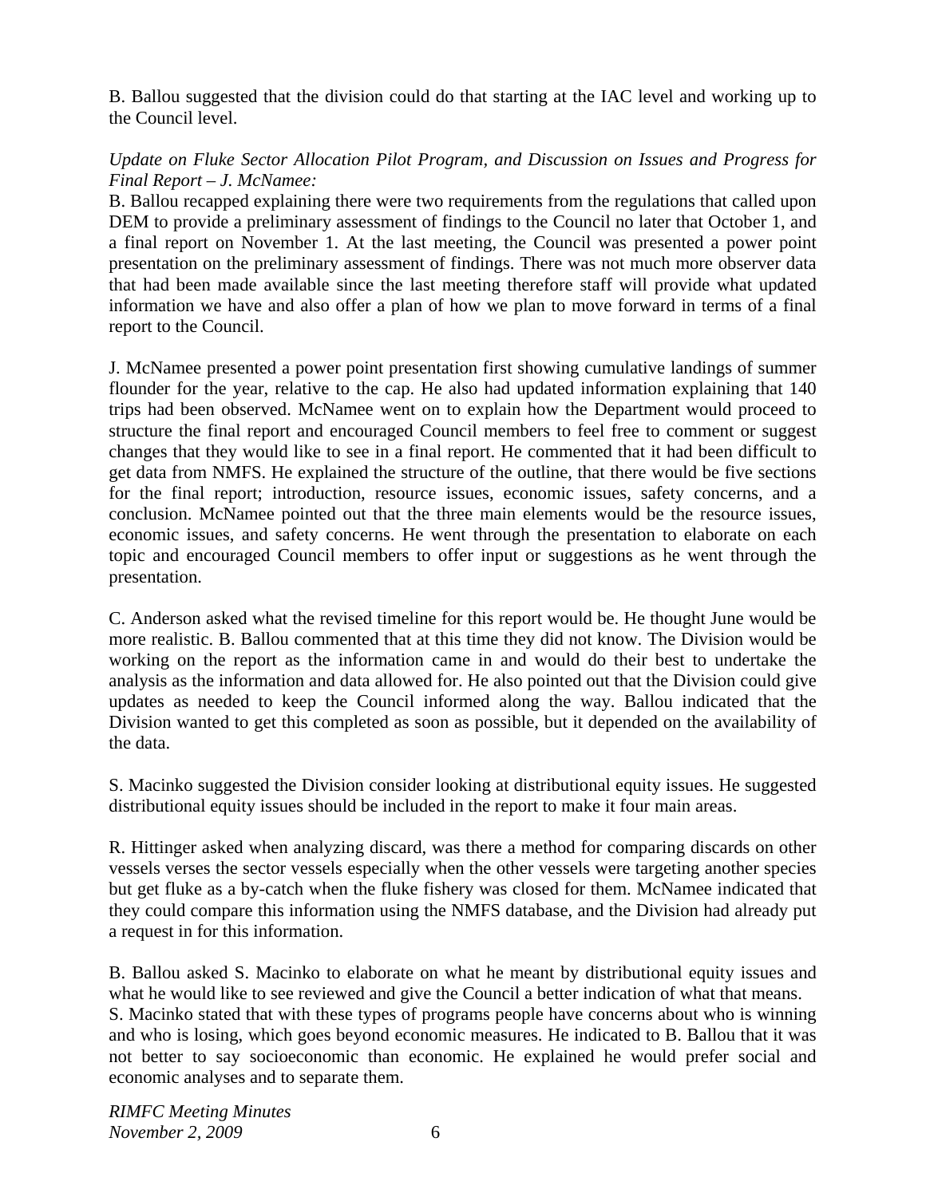B. Ballou suggested that the division could do that starting at the IAC level and working up to the Council level.

*Update on Fluke Sector Allocation Pilot Program, and Discussion on Issues and Progress for Final Report – J. McNamee:*

B. Ballou recapped explaining there were two requirements from the regulations that called upon DEM to provide a preliminary assessment of findings to the Council no later that October 1, and a final report on November 1. At the last meeting, the Council was presented a power point presentation on the preliminary assessment of findings. There was not much more observer data that had been made available since the last meeting therefore staff will provide what updated information we have and also offer a plan of how we plan to move forward in terms of a final report to the Council.

J. McNamee presented a power point presentation first showing cumulative landings of summer flounder for the year, relative to the cap. He also had updated information explaining that 140 trips had been observed. McNamee went on to explain how the Department would proceed to structure the final report and encouraged Council members to feel free to comment or suggest changes that they would like to see in a final report. He commented that it had been difficult to get data from NMFS. He explained the structure of the outline, that there would be five sections for the final report; introduction, resource issues, economic issues, safety concerns, and a conclusion. McNamee pointed out that the three main elements would be the resource issues, economic issues, and safety concerns. He went through the presentation to elaborate on each topic and encouraged Council members to offer input or suggestions as he went through the presentation.

C. Anderson asked what the revised timeline for this report would be. He thought June would be more realistic. B. Ballou commented that at this time they did not know. The Division would be working on the report as the information came in and would do their best to undertake the analysis as the information and data allowed for. He also pointed out that the Division could give updates as needed to keep the Council informed along the way. Ballou indicated that the Division wanted to get this completed as soon as possible, but it depended on the availability of the data.

S. Macinko suggested the Division consider looking at distributional equity issues. He suggested distributional equity issues should be included in the report to make it four main areas.

R. Hittinger asked when analyzing discard, was there a method for comparing discards on other vessels verses the sector vessels especially when the other vessels were targeting another species but get fluke as a by-catch when the fluke fishery was closed for them. McNamee indicated that they could compare this information using the NMFS database, and the Division had already put a request in for this information.

B. Ballou asked S. Macinko to elaborate on what he meant by distributional equity issues and what he would like to see reviewed and give the Council a better indication of what that means. S. Macinko stated that with these types of programs people have concerns about who is winning and who is losing, which goes beyond economic measures. He indicated to B. Ballou that it was not better to say socioeconomic than economic. He explained he would prefer social and economic analyses and to separate them.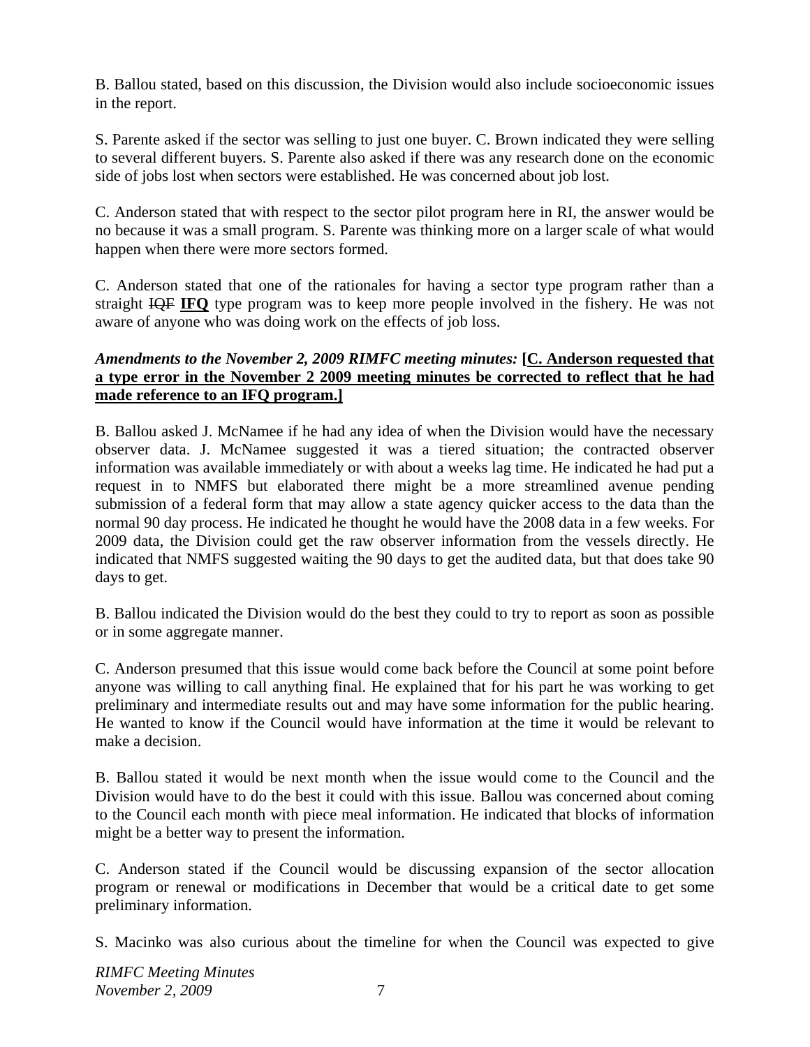B. Ballou stated, based on this discussion, the Division would also include socioeconomic issues in the report.

S. Parente asked if the sector was selling to just one buyer. C. Brown indicated they were selling to several different buyers. S. Parente also asked if there was any research done on the economic side of jobs lost when sectors were established. He was concerned about job lost.

C. Anderson stated that with respect to the sector pilot program here in RI, the answer would be no because it was a small program. S. Parente was thinking more on a larger scale of what would happen when there were more sectors formed.

C. Anderson stated that one of the rationales for having a sector type program rather than a straight ~~IQF~~ **<u>IFQ</u>** type program was to keep more people involved in the fishery. He was not aware of anyone who was doing work on the effects of job loss.

***Amendments to the November 2, 2009 RIMFC meeting minutes:*** **[<u>C. Anderson requested that a type error in the November 2 2009 meeting minutes be corrected to reflect that he had made reference to an IFQ program.</u>]**

B. Ballou asked J. McNamee if he had any idea of when the Division would have the necessary observer data. J. McNamee suggested it was a tiered situation; the contracted observer information was available immediately or with about a weeks lag time. He indicated he had put a request in to NMFS but elaborated there might be a more streamlined avenue pending submission of a federal form that may allow a state agency quicker access to the data than the normal 90 day process. He indicated he thought he would have the 2008 data in a few weeks. For 2009 data, the Division could get the raw observer information from the vessels directly. He indicated that NMFS suggested waiting the 90 days to get the audited data, but that does take 90 days to get.

B. Ballou indicated the Division would do the best they could to try to report as soon as possible or in some aggregate manner.

C. Anderson presumed that this issue would come back before the Council at some point before anyone was willing to call anything final. He explained that for his part he was working to get preliminary and intermediate results out and may have some information for the public hearing. He wanted to know if the Council would have information at the time it would be relevant to make a decision.

B. Ballou stated it would be next month when the issue would come to the Council and the Division would have to do the best it could with this issue. Ballou was concerned about coming to the Council each month with piece meal information. He indicated that blocks of information might be a better way to present the information.

C. Anderson stated if the Council would be discussing expansion of the sector allocation program or renewal or modifications in December that would be a critical date to get some preliminary information.

S. Macinko was also curious about the timeline for when the Council was expected to give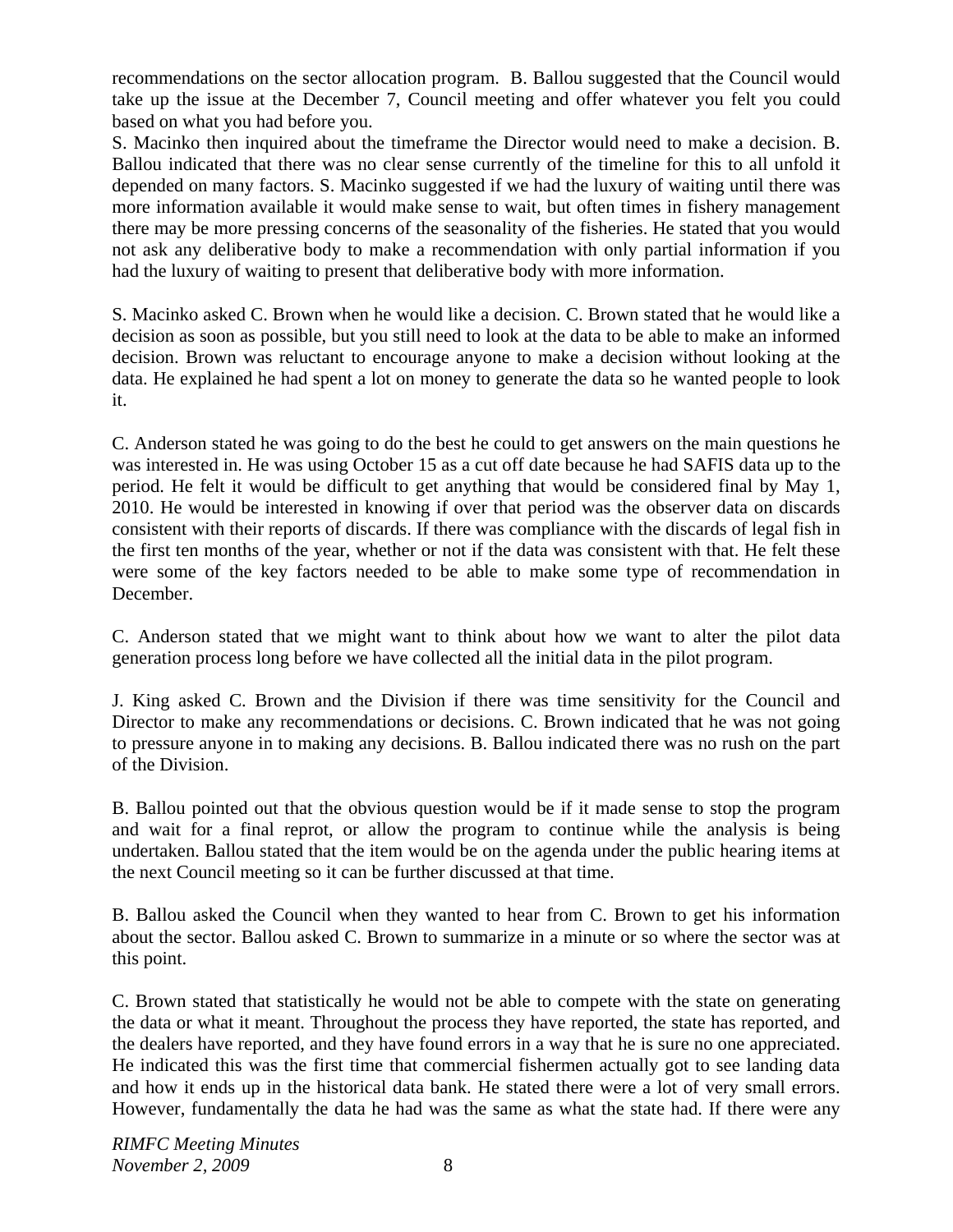recommendations on the sector allocation program. B. Ballou suggested that the Council would take up the issue at the December 7, Council meeting and offer whatever you felt you could based on what you had before you.
S. Macinko then inquired about the timeframe the Director would need to make a decision. B. Ballou indicated that there was no clear sense currently of the timeline for this to all unfold it depended on many factors. S. Macinko suggested if we had the luxury of waiting until there was more information available it would make sense to wait, but often times in fishery management there may be more pressing concerns of the seasonality of the fisheries. He stated that you would not ask any deliberative body to make a recommendation with only partial information if you had the luxury of waiting to present that deliberative body with more information.

S. Macinko asked C. Brown when he would like a decision. C. Brown stated that he would like a decision as soon as possible, but you still need to look at the data to be able to make an informed decision. Brown was reluctant to encourage anyone to make a decision without looking at the data. He explained he had spent a lot on money to generate the data so he wanted people to look it.

C. Anderson stated he was going to do the best he could to get answers on the main questions he was interested in. He was using October 15 as a cut off date because he had SAFIS data up to the period. He felt it would be difficult to get anything that would be considered final by May 1, 2010. He would be interested in knowing if over that period was the observer data on discards consistent with their reports of discards. If there was compliance with the discards of legal fish in the first ten months of the year, whether or not if the data was consistent with that. He felt these were some of the key factors needed to be able to make some type of recommendation in December.

C. Anderson stated that we might want to think about how we want to alter the pilot data generation process long before we have collected all the initial data in the pilot program.

J. King asked C. Brown and the Division if there was time sensitivity for the Council and Director to make any recommendations or decisions. C. Brown indicated that he was not going to pressure anyone in to making any decisions. B. Ballou indicated there was no rush on the part of the Division.

B. Ballou pointed out that the obvious question would be if it made sense to stop the program and wait for a final reprot, or allow the program to continue while the analysis is being undertaken. Ballou stated that the item would be on the agenda under the public hearing items at the next Council meeting so it can be further discussed at that time.

B. Ballou asked the Council when they wanted to hear from C. Brown to get his information about the sector. Ballou asked C. Brown to summarize in a minute or so where the sector was at this point.

C. Brown stated that statistically he would not be able to compete with the state on generating the data or what it meant. Throughout the process they have reported, the state has reported, and the dealers have reported, and they have found errors in a way that he is sure no one appreciated. He indicated this was the first time that commercial fishermen actually got to see landing data and how it ends up in the historical data bank. He stated there were a lot of very small errors. However, fundamentally the data he had was the same as what the state had. If there were any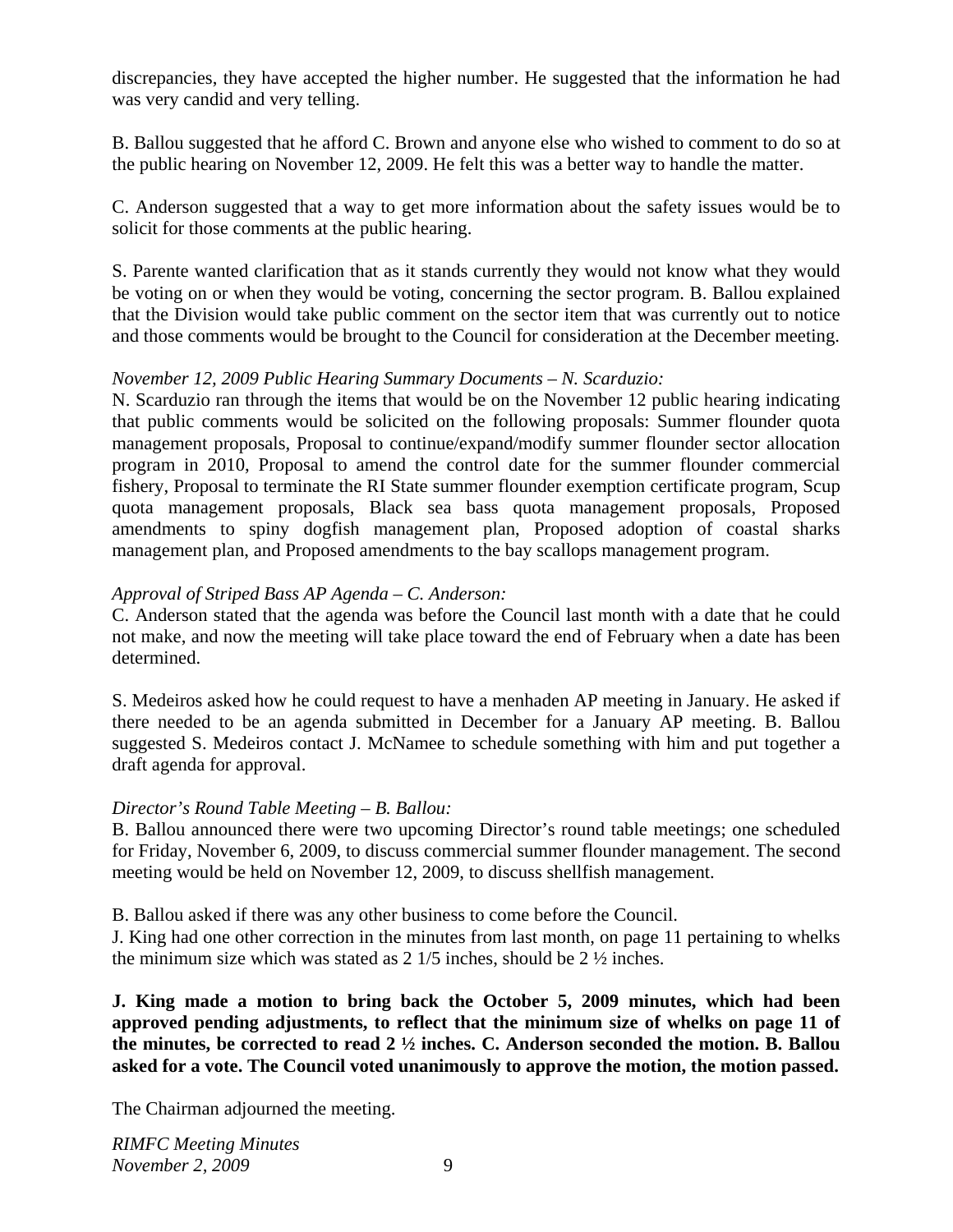discrepancies, they have accepted the higher number. He suggested that the information he had was very candid and very telling.

B. Ballou suggested that he afford C. Brown and anyone else who wished to comment to do so at the public hearing on November 12, 2009. He felt this was a better way to handle the matter.

C. Anderson suggested that a way to get more information about the safety issues would be to solicit for those comments at the public hearing.

S. Parente wanted clarification that as it stands currently they would not know what they would be voting on or when they would be voting, concerning the sector program. B. Ballou explained that the Division would take public comment on the sector item that was currently out to notice and those comments would be brought to the Council for consideration at the December meeting.

*November 12, 2009 Public Hearing Summary Documents – N. Scarduzio:*

N. Scarduzio ran through the items that would be on the November 12 public hearing indicating that public comments would be solicited on the following proposals: Summer flounder quota management proposals, Proposal to continue/expand/modify summer flounder sector allocation program in 2010, Proposal to amend the control date for the summer flounder commercial fishery, Proposal to terminate the RI State summer flounder exemption certificate program, Scup quota management proposals, Black sea bass quota management proposals, Proposed amendments to spiny dogfish management plan, Proposed adoption of coastal sharks management plan, and Proposed amendments to the bay scallops management program.

*Approval of Striped Bass AP Agenda – C. Anderson:*

C. Anderson stated that the agenda was before the Council last month with a date that he could not make, and now the meeting will take place toward the end of February when a date has been determined.

S. Medeiros asked how he could request to have a menhaden AP meeting in January. He asked if there needed to be an agenda submitted in December for a January AP meeting. B. Ballou suggested S. Medeiros contact J. McNamee to schedule something with him and put together a draft agenda for approval.

*Director's Round Table Meeting – B. Ballou:*

B. Ballou announced there were two upcoming Director's round table meetings; one scheduled for Friday, November 6, 2009, to discuss commercial summer flounder management. The second meeting would be held on November 12, 2009, to discuss shellfish management.

B. Ballou asked if there was any other business to come before the Council.
J. King had one other correction in the minutes from last month, on page 11 pertaining to whelks the minimum size which was stated as 2 1/5 inches, should be 2 ½ inches.

**J. King made a motion to bring back the October 5, 2009 minutes, which had been approved pending adjustments, to reflect that the minimum size of whelks on page 11 of the minutes, be corrected to read 2 ½ inches. C. Anderson seconded the motion. B. Ballou asked for a vote. The Council voted unanimously to approve the motion, the motion passed.**

The Chairman adjourned the meeting.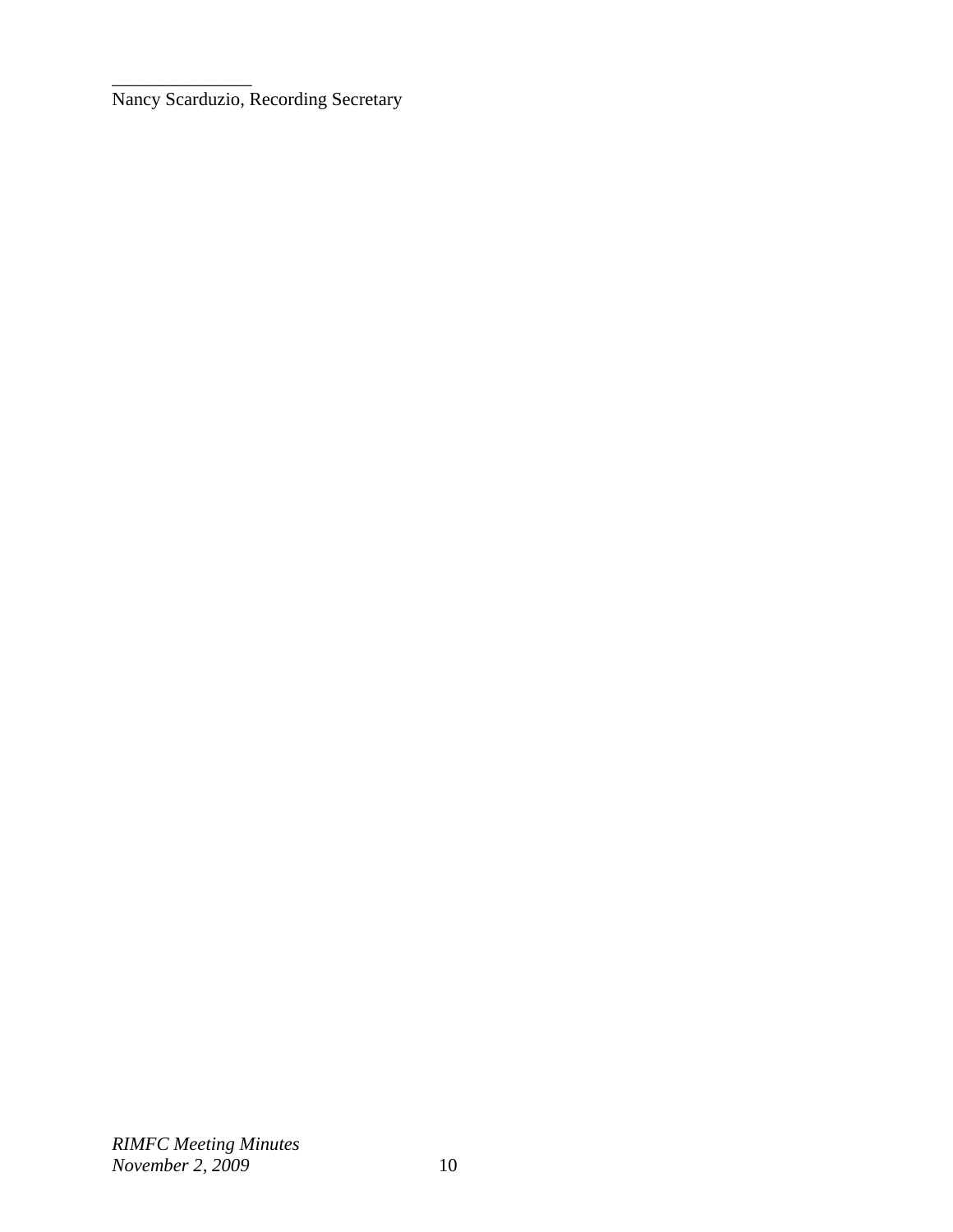\_\_\_\_\_\_\_\_\_\_\_\_\_\_\_\_

Nancy Scarduzio, Recording Secretary